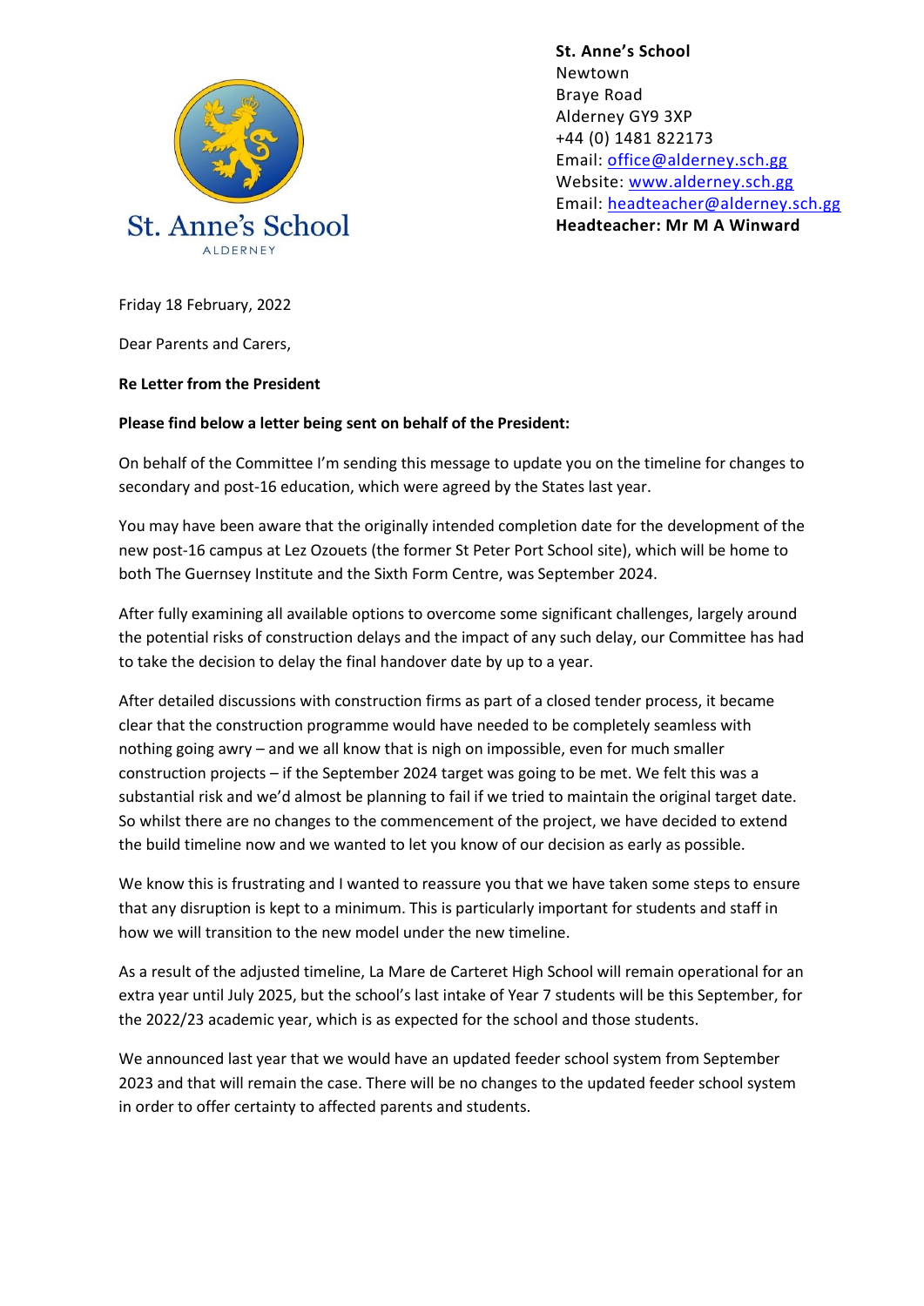St. Anne's School
ALDERNEY

**St. Anne's School**
Newtown
Braye Road
Alderney GY9 3XP
+44 (0) 1481 822173
Email: office@alderney.sch.gg
Website: www.alderney.sch.gg
Email: headteacher@alderney.sch.gg
**Headteacher: Mr M A Winward**

Friday 18 February, 2022

Dear Parents and Carers,

**Re Letter from the President**

**Please find below a letter being sent on behalf of the President:**

On behalf of the Committee I'm sending this message to update you on the timeline for changes to secondary and post-16 education, which were agreed by the States last year.

You may have been aware that the originally intended completion date for the development of the new post-16 campus at Lez Ozouets (the former St Peter Port School site), which will be home to both The Guernsey Institute and the Sixth Form Centre, was September 2024.

After fully examining all available options to overcome some significant challenges, largely around the potential risks of construction delays and the impact of any such delay, our Committee has had to take the decision to delay the final handover date by up to a year.

After detailed discussions with construction firms as part of a closed tender process, it became clear that the construction programme would have needed to be completely seamless with nothing going awry – and we all know that is nigh on impossible, even for much smaller construction projects – if the September 2024 target was going to be met. We felt this was a substantial risk and we'd almost be planning to fail if we tried to maintain the original target date. So whilst there are no changes to the commencement of the project, we have decided to extend the build timeline now and we wanted to let you know of our decision as early as possible.

We know this is frustrating and I wanted to reassure you that we have taken some steps to ensure that any disruption is kept to a minimum. This is particularly important for students and staff in how we will transition to the new model under the new timeline.

As a result of the adjusted timeline, La Mare de Carteret High School will remain operational for an extra year until July 2025, but the school's last intake of Year 7 students will be this September, for the 2022/23 academic year, which is as expected for the school and those students.

We announced last year that we would have an updated feeder school system from September 2023 and that will remain the case. There will be no changes to the updated feeder school system in order to offer certainty to affected parents and students.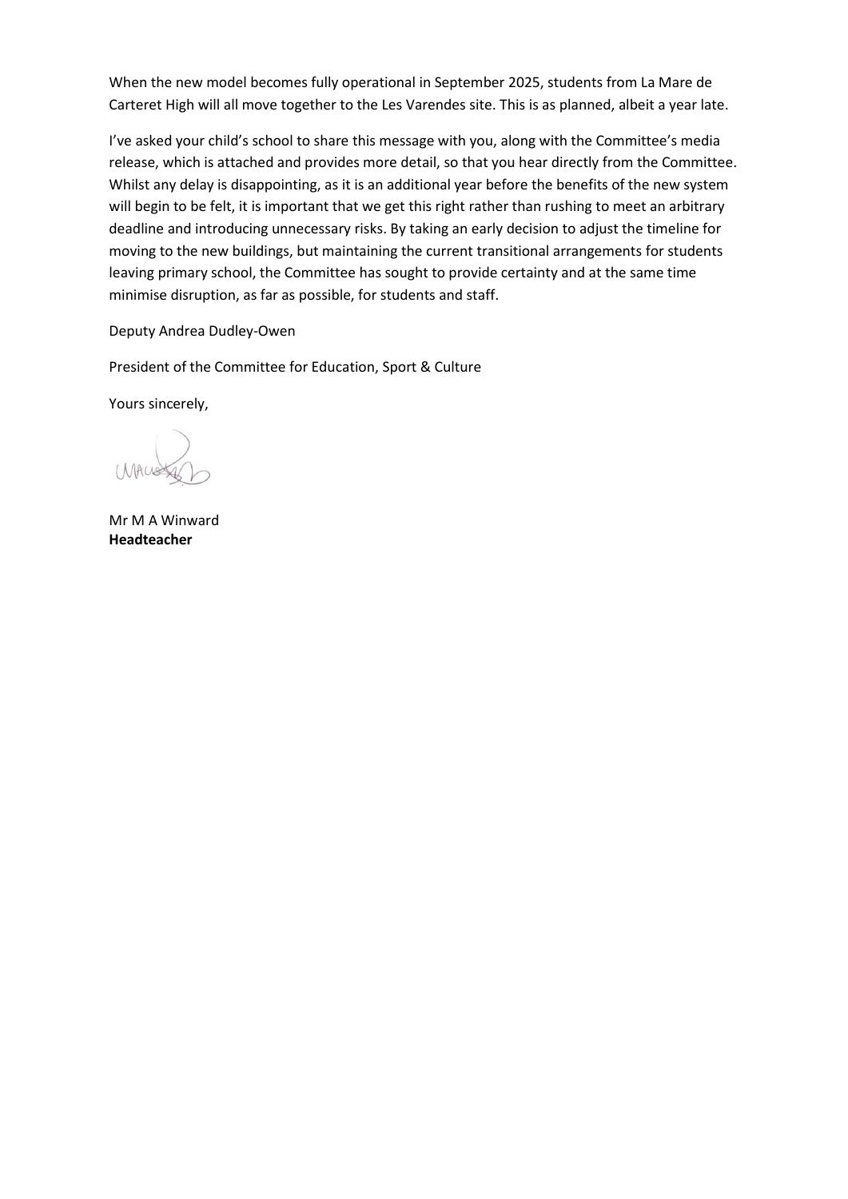When the new model becomes fully operational in September 2025, students from La Mare de Carteret High will all move together to the Les Varendes site. This is as planned, albeit a year late.

I've asked your child's school to share this message with you, along with the Committee's media release, which is attached and provides more detail, so that you hear directly from the Committee. Whilst any delay is disappointing, as it is an additional year before the benefits of the new system will begin to be felt, it is important that we get this right rather than rushing to meet an arbitrary deadline and introducing unnecessary risks. By taking an early decision to adjust the timeline for moving to the new buildings, but maintaining the current transitional arrangements for students leaving primary school, the Committee has sought to provide certainty and at the same time minimise disruption, as far as possible, for students and staff.

Deputy Andrea Dudley-Owen

President of the Committee for Education, Sport & Culture

Yours sincerely,

Mr M A Winward
**Headteacher**